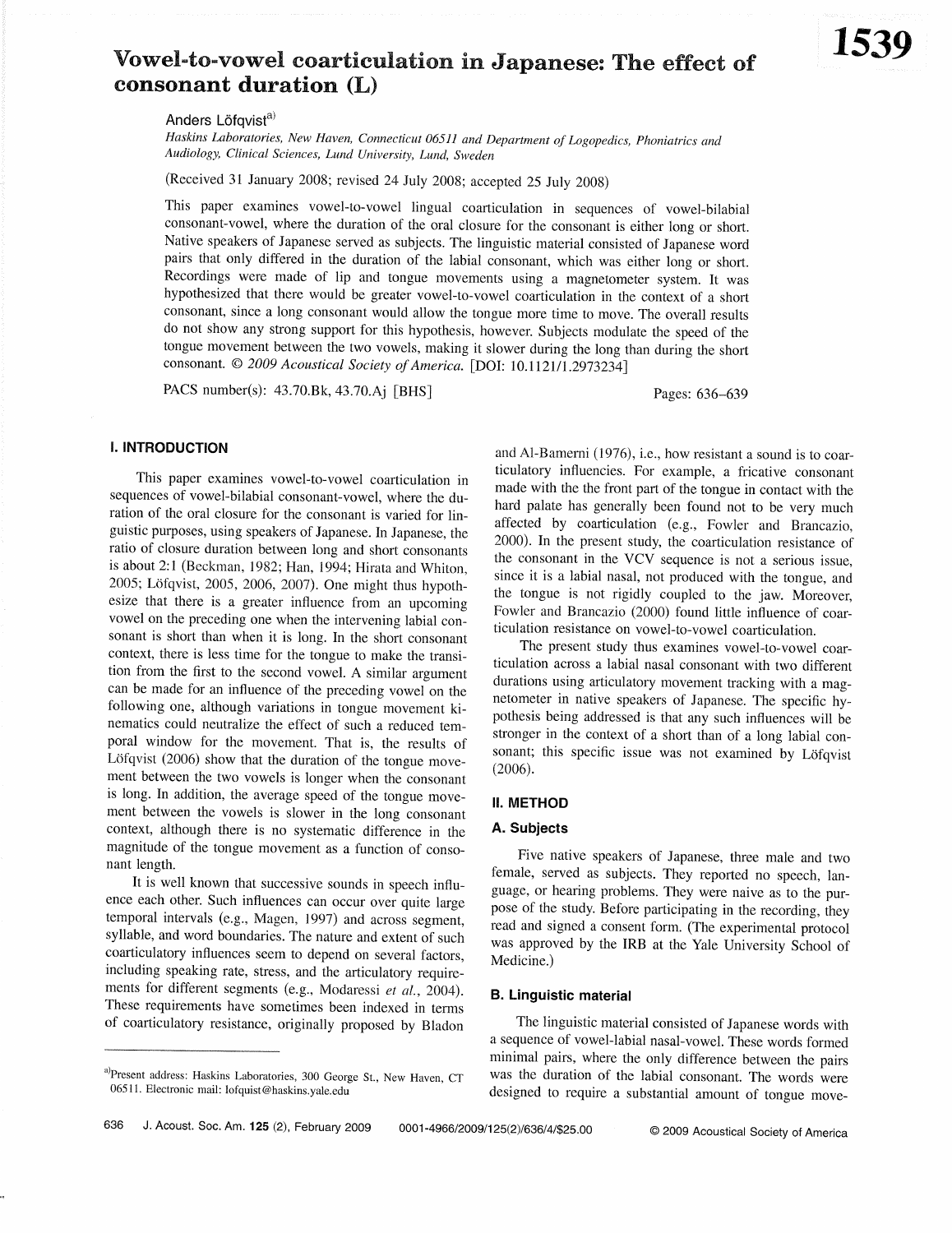# Vowel-to-vowel coarticulation in Japanese: The effect of consonant duration (L)

Anders Löfqvist[a)]

*Haskins Laboratories, New Haven, Connecticut 06511 and Department of Logopedics, Phoniatrics and Audiology, Clinical Sciences, Lund University, Lund, Sweden*

(Received 31 January 2008; revised 24 July 2008; accepted 25 July 2008)

This paper examines vowel-to-vowel lingual coarticulation in sequences of vowel-bilabial consonant-vowel, where the duration of the oral closure for the consonant is either long or short. Native speakers of Japanese served as subjects. The linguistic material consisted of Japanese word pairs that only differed in the duration of the labial consonant, which was either long or short. Recordings were made of lip and tongue movements using a magnetometer system. It was hypothesized that there would be greater vowel-to-vowel coarticulation in the context of a short consonant, since a long consonant would allow the tongue more time to move. The overall results do not show any strong support for this hypothesis, however. Subjects modulate the speed of the tongue movement between the two vowels, making it slower during the long than during the short consonant. © *2009 Acoustical Society of America.* [DOI: 10.1121/1.2973234]

PACS number(s): 43.70.Bk, 43.70.Aj [BHS]

## I. INTRODUCTION

This paper examines vowel-to-vowel coarticulation in sequences of vowel-bilabial consonant-vowel, where the duration of the oral closure for the consonant is varied for linguistic purposes, using speakers of Japanese. In Japanese, the ratio of closure duration between long and short consonants is about 2:1 (Beckman, 1982; Han, 1994; Hirata and Whiton, 2005; Löfqvist, 2005, 2006, 2007). One might thus hypothesize that there is a greater influence from an upcoming vowel on the preceding one when the intervening labial consonant is short than when it is long. In the short consonant context, there is less time for the tongue to make the transition from the first to the second vowel. A similar argument can be made for an influence of the preceding vowel on the following one, although variations in tongue movement kinematics could neutralize the effect of such a reduced temporal window for the movement. That is, the results of Löfqvist (2006) show that the duration of the tongue movement between the two vowels is longer when the consonant is long. In addition, the average speed of the tongue movement between the vowels is slower in the long consonant context, although there is no systematic difference in the magnitude of the tongue movement as a function of consonant length.

It is well known that successive sounds in speech influence each other. Such influences can occur over quite large temporal intervals (e.g., Magen, 1997) and across segment, syllable, and word boundaries. The nature and extent of such coarticulatory influences seem to depend on several factors, including speaking rate, stress, and the articulatory requirements for different segments (e.g., Modaressi *et al.*, 2004). These requirements have sometimes been indexed in terms of coarticulatory resistance, originally proposed by Bladon and Al-Bamerni (1976), i.e., how resistant a sound is to coarticulatory influences. For example, a fricative consonant made with the the front part of the tongue in contact with the hard palate has generally been found not to be very much affected by coarticulation (e.g., Fowler and Brancazio, 2000). In the present study, the coarticulation resistance of the consonant in the VCV sequence is not a serious issue, since it is a labial nasal, not produced with the tongue, and the tongue is not rigidly coupled to the jaw. Moreover, Fowler and Brancazio (2000) found little influence of coarticulation resistance on vowel-to-vowel coarticulation.

The present study thus examines vowel-to-vowel coarticulation across a labial nasal consonant with two different durations using articulatory movement tracking with a magnetometer in native speakers of Japanese. The specific hypothesis being addressed is that any such influences will be stronger in the context of a short than of a long labial consonant; this specific issue was not examined by Löfqvist (2006).

## II. METHOD

### A. Subjects

Five native speakers of Japanese, three male and two female, served as subjects. They reported no speech, language, or hearing problems. They were naive as to the purpose of the study. Before participating in the recording, they read and signed a consent form. (The experimental protocol was approved by the IRB at the Yale University School of Medicine.)

### B. Linguistic material

The linguistic material consisted of Japanese words with a sequence of vowel-labial nasal-vowel. These words formed minimal pairs, where the only difference between the pairs was the duration of the labial consonant. The words were designed to require a substantial amount of tongue move-

[a)]Present address: Haskins Laboratories, 300 George St., New Haven, CT 06511. Electronic mail: lofquist@haskins.yale.edu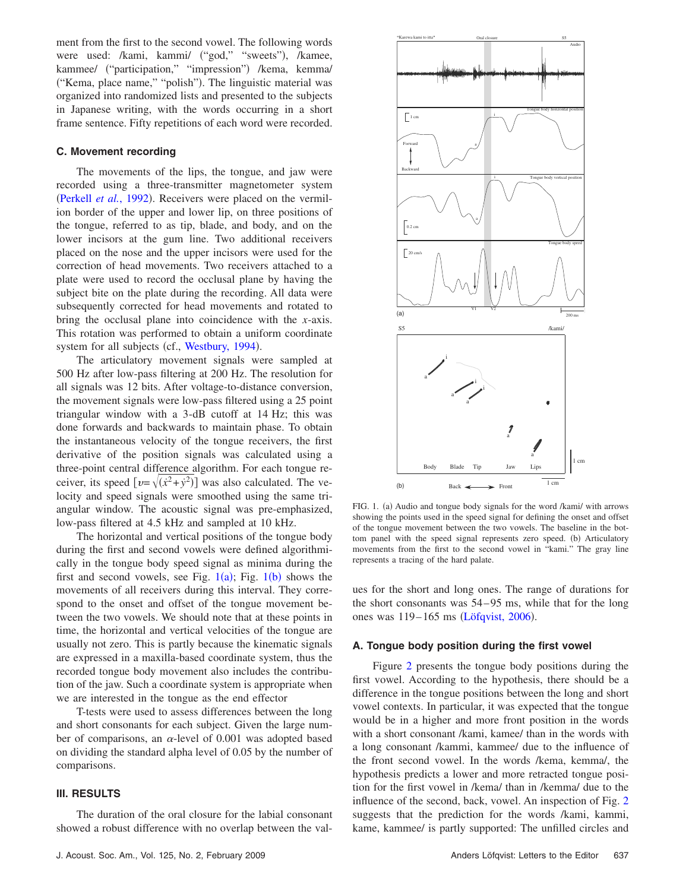ment from the first to the second vowel. The following words were used: /kami, kammi/ ("god," "sweets"), /kamee, kammee/ ("participation," "impression") /kema, kemma/ ("Kema, place name," "polish"). The linguistic material was organized into randomized lists and presented to the subjects in Japanese writing, with the words occurring in a short frame sentence. Fifty repetitions of each word were recorded.

### C. Movement recording

The movements of the lips, the tongue, and jaw were recorded using a three-transmitter magnetometer system (Perkell *et al.*, 1992). Receivers were placed on the vermilion border of the upper and lower lip, on three positions of the tongue, referred to as tip, blade, and body, and on the lower incisors at the gum line. Two additional receivers placed on the nose and the upper incisors were used for the correction of head movements. Two receivers attached to a plate were used to record the occlusal plane by having the subject bite on the plate during the recording. All data were subsequently corrected for head movements and rotated to bring the occlusal plane into coincidence with the *x*-axis. This rotation was performed to obtain a uniform coordinate system for all subjects (cf., Westbury, 1994).

The articulatory movement signals were sampled at 500 Hz after low-pass filtering at 200 Hz. The resolution for all signals was 12 bits. After voltage-to-distance conversion, the movement signals were low-pass filtered using a 25 point triangular window with a 3-dB cutoff at 14 Hz; this was done forwards and backwards to maintain phase. To obtain the instantaneous velocity of the tongue receivers, the first derivative of the position signals was calculated using a three-point central difference algorithm. For each tongue receiver, its speed $[v=\sqrt{(\dot{x}^2+\dot{y}^2)}]$ was also calculated. The velocity and speed signals were smoothed using the same triangular window. The acoustic signal was pre-emphasized, low-pass filtered at 4.5 kHz and sampled at 10 kHz.

The horizontal and vertical positions of the tongue body during the first and second vowels were defined algorithmically in the tongue body speed signal as minima during the first and second vowels, see Fig. 1(a); Fig. 1(b) shows the movements of all receivers during this interval. They correspond to the onset and offset of the tongue movement between the two vowels. We should note that at these points in time, the horizontal and vertical velocities of the tongue are usually not zero. This is partly because the kinematic signals are expressed in a maxilla-based coordinate system, thus the recorded tongue body movement also includes the contribution of the jaw. Such a coordinate system is appropriate when we are interested in the tongue as the end effector

T-tests were used to assess differences between the long and short consonants for each subject. Given the large number of comparisons, an $\alpha$-level of 0.001 was adopted based on dividing the standard alpha level of 0.05 by the number of comparisons.

## III. RESULTS

The duration of the oral closure for the labial consonant showed a robust difference with no overlap between the values for the short and long ones. The range of durations for the short consonants was 54–95 ms, while that for the long ones was 119–165 ms (Löfqvist, 2006).

FIG. 1. (a) Audio and tongue body signals for the word /kami/ with arrows showing the points used in the speed signal for defining the onset and offset of the tongue movement between the two vowels. The baseline in the bottom panel with the speed signal represents zero speed. (b) Articulatory movements from the first to the second vowel in "kami." The gray line represents a tracing of the hard palate.

### A. Tongue body position during the first vowel

Figure 2 presents the tongue body positions during the first vowel. According to the hypothesis, there should be a difference in the tongue positions between the long and short vowel contexts. In particular, it was expected that the tongue would be in a higher and more front position in the words with a short consonant /kami, kamee/ than in the words with a long consonant /kammi, kammee/ due to the influence of the front second vowel. In the words /kema, kemma/, the hypothesis predicts a lower and more retracted tongue position for the first vowel in /kema/ than in /kemma/ due to the influence of the second, back, vowel. An inspection of Fig. 2 suggests that the prediction for the words /kami, kammi, kame, kammee/ is partly supported: The unfilled circles and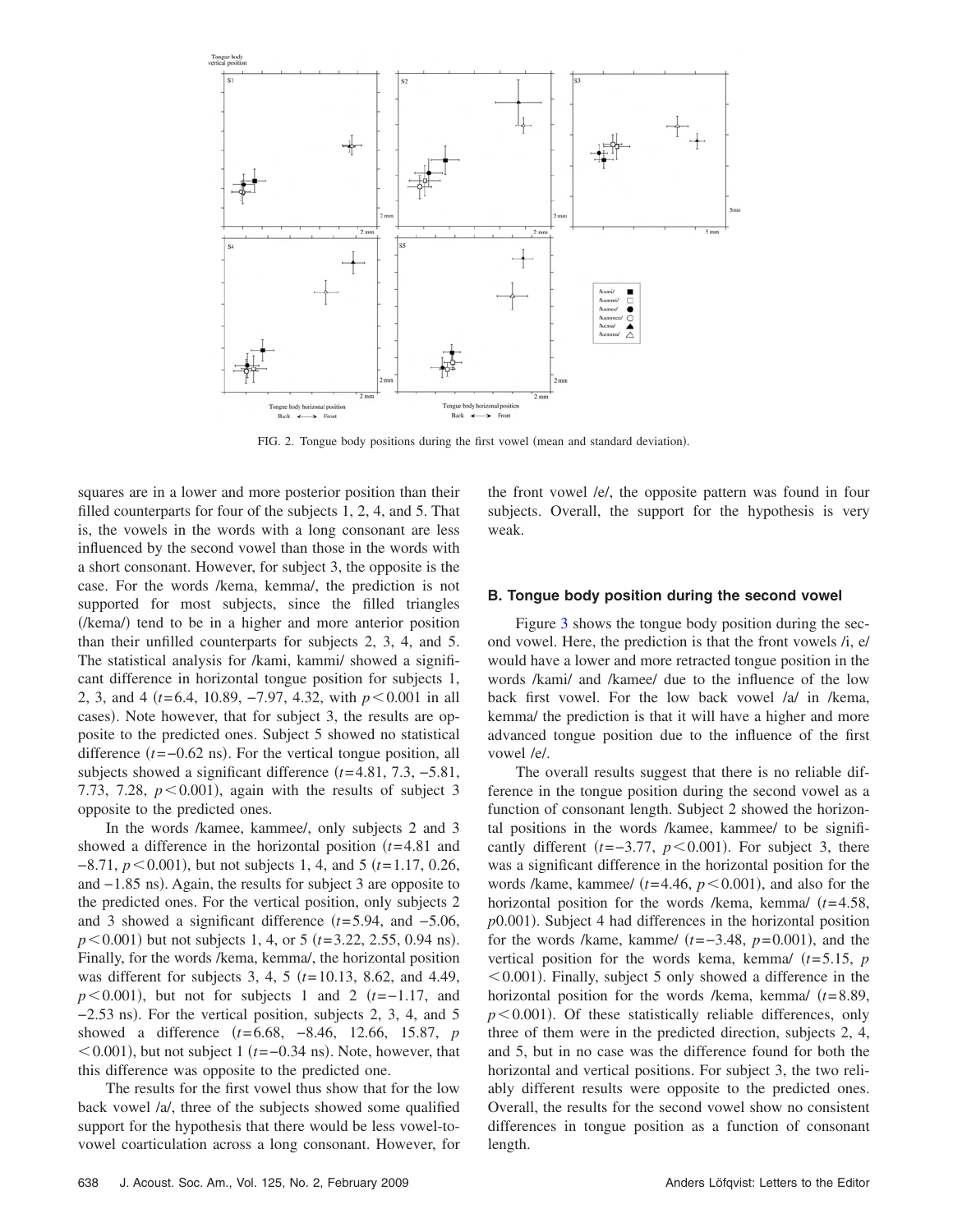FIG. 2. Tongue body positions during the first vowel (mean and standard deviation).

squares are in a lower and more posterior position than their filled counterparts for four of the subjects 1, 2, 4, and 5. That is, the vowels in the words with a long consonant are less influenced by the second vowel than those in the words with a short consonant. However, for subject 3, the opposite is the case. For the words /kema, kemma/, the prediction is not supported for most subjects, since the filled triangles (/kema/) tend to be in a higher and more anterior position than their unfilled counterparts for subjects 2, 3, 4, and 5. The statistical analysis for /kami, kammi/ showed a significant difference in horizontal tongue position for subjects 1, 2, 3, and 4 ($t$=6.4, 10.89, −7.97, 4.32, with $p<0.001$ in all cases). Note however, that for subject 3, the results are opposite to the predicted ones. Subject 5 showed no statistical difference ($t$=−0.62 ns). For the vertical tongue position, all subjects showed a significant difference ($t$=4.81, 7.3, −5.81, 7.73, 7.28, $p<0.001$), again with the results of subject 3 opposite to the predicted ones.

In the words /kamee, kammee/, only subjects 2 and 3 showed a difference in the horizontal position ($t$=4.81 and −8.71, $p<0.001$), but not subjects 1, 4, and 5 ($t$=1.17, 0.26, and −1.85 ns). Again, the results for subject 3 are opposite to the predicted ones. For the vertical position, only subjects 2 and 3 showed a significant difference ($t$=5.94, and −5.06, $p<0.001$) but not subjects 1, 4, or 5 ($t$=3.22, 2.55, 0.94 ns). Finally, for the words /kema, kemma/, the horizontal position was different for subjects 3, 4, 5 ($t$=10.13, 8.62, and 4.49, $p<0.001$), but not for subjects 1 and 2 ($t$=−1.17, and −2.53 ns). For the vertical position, subjects 2, 3, 4, and 5 showed a difference ($t$=6.68, −8.46, 12.66, 15.87, $p<0.001$), but not subject 1 ($t$=−0.34 ns). Note, however, that this difference was opposite to the predicted one.

The results for the first vowel thus show that for the low back vowel /a/, three of the subjects showed some qualified support for the hypothesis that there would be less vowel-to-vowel coarticulation across a long consonant. However, for the front vowel /e/, the opposite pattern was found in four subjects. Overall, the support for the hypothesis is very weak.

### B. Tongue body position during the second vowel

Figure 3 shows the tongue body position during the second vowel. Here, the prediction is that the front vowels /i, e/ would have a lower and more retracted tongue position in the words /kami/ and /kamee/ due to the influence of the low back first vowel. For the low back vowel /a/ in /kema, kemma/ the prediction is that it will have a higher and more advanced tongue position due to the influence of the first vowel /e/.

The overall results suggest that there is no reliable difference in the tongue position during the second vowel as a function of consonant length. Subject 2 showed the horizontal positions in the words /kamee, kammee/ to be significantly different ($t$=−3.77, $p<0.001$). For subject 3, there was a significant difference in the horizontal position for the words /kame, kammee/ ($t$=4.46, $p<0.001$), and also for the horizontal position for the words /kema, kemma/ ($t$=4.58, $p$0.001). Subject 4 had differences in the horizontal position for the words /kame, kamme/ ($t$=−3.48, $p$=0.001), and the vertical position for the words kema, kemma/ ($t$=5.15, $p<0.001$). Finally, subject 5 only showed a difference in the horizontal position for the words /kema, kemma/ ($t$=8.89, $p<0.001$). Of these statistically reliable differences, only three of them were in the predicted direction, subjects 2, 4, and 5, but in no case was the difference found for both the horizontal and vertical positions. For subject 3, the two reliably different results were opposite to the predicted ones. Overall, the results for the second vowel show no consistent differences in tongue position as a function of consonant length.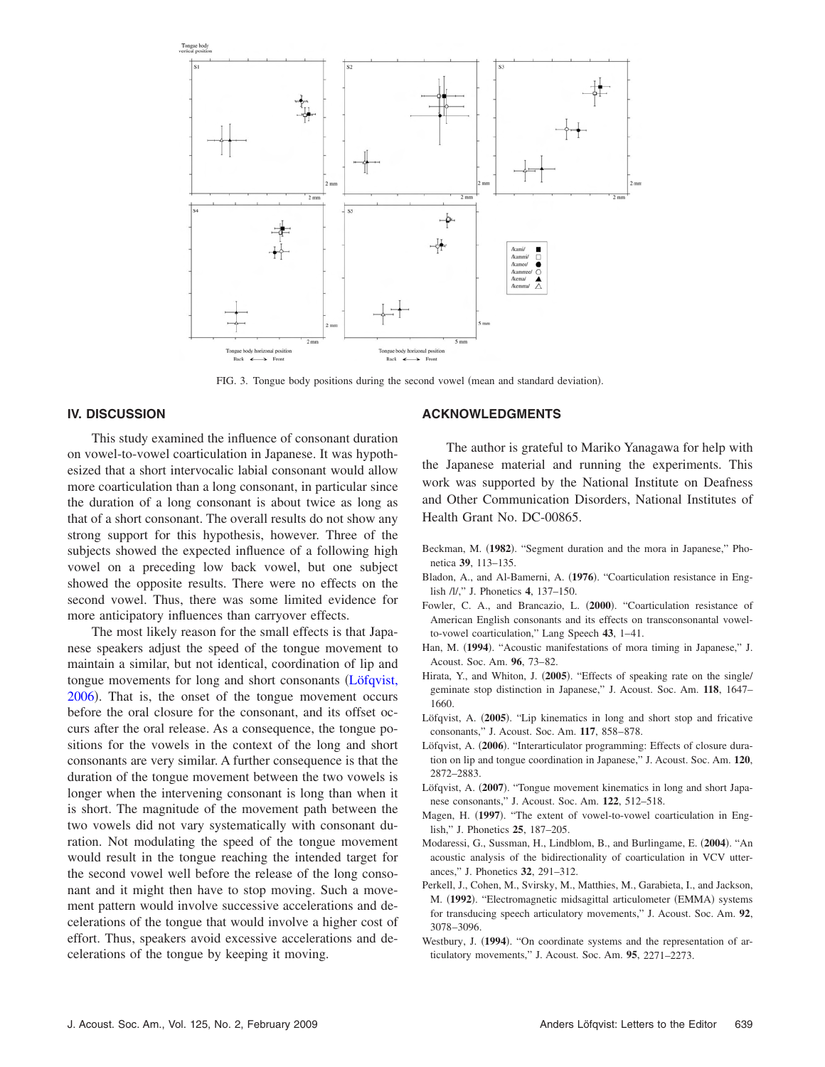Tongue body vertical position

S1

2 mm

2 mm

S2

2 mm

2 mm

S3

2 mm

2 mm

S4

2 mm

2 mm

S5

5 mm

5 mm

/kami/
/kammi/
/kamee/
/kammee/
/kema/
/kemma/

Tongue body horizontal position
Back ⟷ Front

Tongue body horizontal position
Back ⟷ Front

FIG. 3. Tongue body positions during the second vowel (mean and standard deviation).

## IV. DISCUSSION

This study examined the influence of consonant duration on vowel-to-vowel coarticulation in Japanese. It was hypothesized that a short intervocalic labial consonant would allow more coarticulation than a long consonant, in particular since the duration of a long consonant is about twice as long as that of a short consonant. The overall results do not show any strong support for this hypothesis, however. Three of the subjects showed the expected influence of a following high vowel on a preceding low back vowel, but one subject showed the opposite results. There were no effects on the second vowel. Thus, there was some limited evidence for more anticipatory influences than carryover effects.

The most likely reason for the small effects is that Japanese speakers adjust the speed of the tongue movement to maintain a similar, but not identical, coordination of lip and tongue movements for long and short consonants (Löfqvist, 2006). That is, the onset of the tongue movement occurs before the oral closure for the consonant, and its offset occurs after the oral release. As a consequence, the tongue positions for the vowels in the context of the long and short consonants are very similar. A further consequence is that the duration of the tongue movement between the two vowels is longer when the intervening consonant is long than when it is short. The magnitude of the movement path between the two vowels did not vary systematically with consonant duration. Not modulating the speed of the tongue movement would result in the tongue reaching the intended target for the second vowel well before the release of the long consonant and it might then have to stop moving. Such a movement pattern would involve successive accelerations and decelerations of the tongue that would involve a higher cost of effort. Thus, speakers avoid excessive accelerations and decelerations of the tongue by keeping it moving.

## ACKNOWLEDGMENTS

The author is grateful to Mariko Yanagawa for help with the Japanese material and running the experiments. This work was supported by the National Institute on Deafness and Other Communication Disorders, National Institutes of Health Grant No. DC-00865.

Beckman, M. (**1982**). "Segment duration and the mora in Japanese," Phonetica **39**, 113–135.

Bladon, A., and Al-Bamerni, A. (**1976**). "Coarticulation resistance in English /l/," J. Phonetics **4**, 137–150.

Fowler, C. A., and Brancazio, L. (**2000**). "Coarticulation resistance of American English consonants and its effects on transconsonantal vowel-to-vowel coarticulation," Lang Speech **43**, 1–41.

Han, M. (**1994**). "Acoustic manifestations of mora timing in Japanese," J. Acoust. Soc. Am. **96**, 73–82.

Hirata, Y., and Whiton, J. (**2005**). "Effects of speaking rate on the single/geminate stop distinction in Japanese," J. Acoust. Soc. Am. **118**, 1647–1660.

Löfqvist, A. (**2005**). "Lip kinematics in long and short stop and fricative consonants," J. Acoust. Soc. Am. **117**, 858–878.

Löfqvist, A. (**2006**). "Interarticulator programming: Effects of closure duration on lip and tongue coordination in Japanese," J. Acoust. Soc. Am. **120**, 2872–2883.

Löfqvist, A. (**2007**). "Tongue movement kinematics in long and short Japanese consonants," J. Acoust. Soc. Am. **122**, 512–518.

Magen, H. (**1997**). "The extent of vowel-to-vowel coarticulation in English," J. Phonetics **25**, 187–205.

Modaressi, G., Sussman, H., Lindblom, B., and Burlingame, E. (**2004**). "An acoustic analysis of the bidirectionality of coarticulation in VCV utterances," J. Phonetics **32**, 291–312.

Perkell, J., Cohen, M., Svirsky, M., Matthies, M., Garabieta, I., and Jackson, M. (**1992**). "Electromagnetic midsagittal articulometer (EMMA) systems for transducing speech articulatory movements," J. Acoust. Soc. Am. **92**, 3078–3096.

Westbury, J. (**1994**). "On coordinate systems and the representation of articulatory movements," J. Acoust. Soc. Am. **95**, 2271–2273.